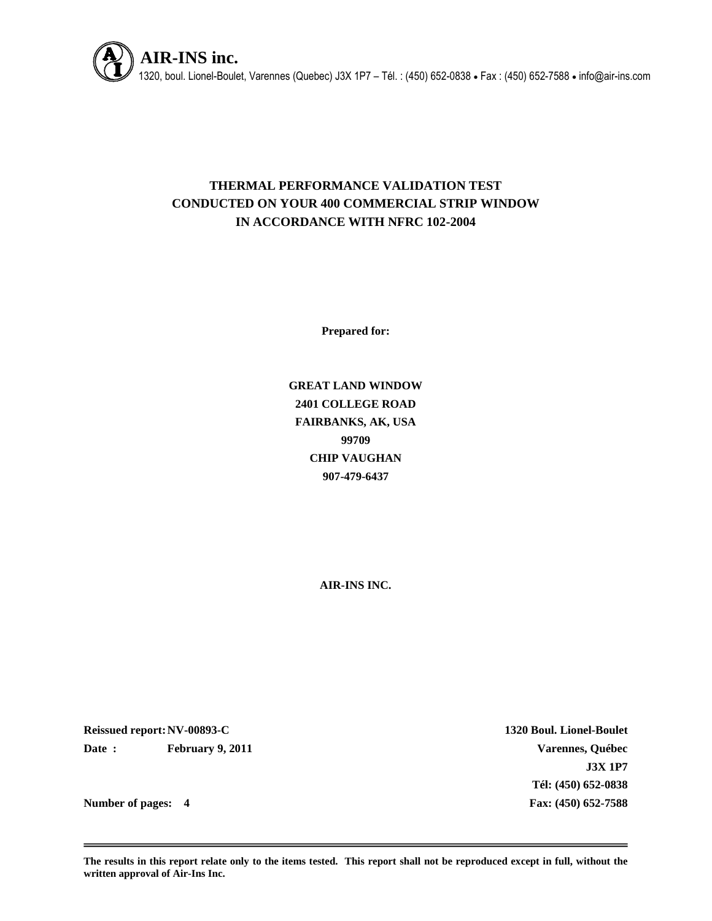**AIR-INS inc.**

1320, boul. Lionel-Boulet, Varennes (Quebec) J3X 1P7 – Tél. : (450) 652-0838 • Fax : (450) 652-7588 • info@air-ins.com

# THERMAL PERFORMANCE VALIDATION TEST CONDUCTED ON YOUR 400 COMMERCIAL STRIP WINDOW IN ACCORDANCE WITH NFRC 102-2004

**Prepared for:**

**GREAT LAND WINDOW**
**2401 COLLEGE ROAD**
**FAIRBANKS, AK, USA**
**99709**
**CHIP VAUGHAN**
**907-479-6437**

**AIR-INS INC.**

**Reissued report:** **NV-00893-C**
**Date :** **February 9, 2011**

**Number of pages: 4**

**1320 Boul. Lionel-Boulet**
**Varennes, Québec**
**J3X 1P7**
**Tél: (450) 652-0838**
**Fax: (450) 652-7588**

---

**The results in this report relate only to the items tested. This report shall not be reproduced except in full, without the written approval of Air-Ins Inc.**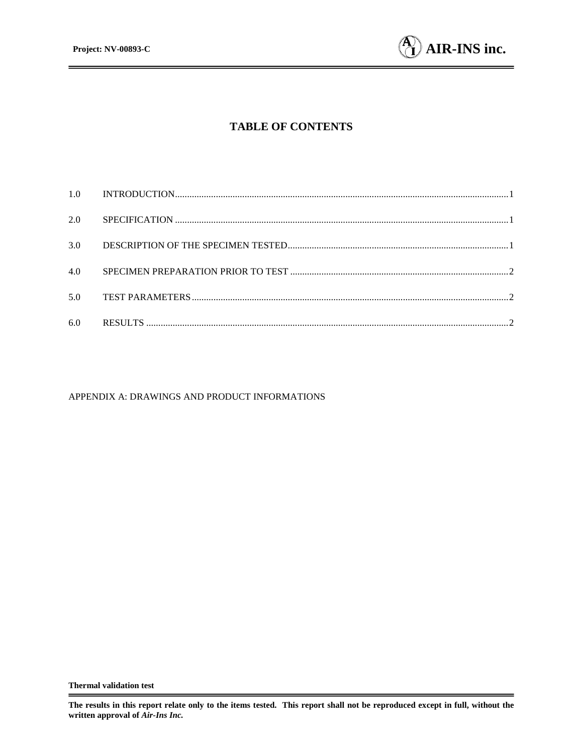# TABLE OF CONTENTS

1.0 INTRODUCTION ... 1

2.0 SPECIFICATION ... 1

3.0 DESCRIPTION OF THE SPECIMEN TESTED ... 1

4.0 SPECIMEN PREPARATION PRIOR TO TEST ... 2

5.0 TEST PARAMETERS ... 2

6.0 RESULTS ... 2

APPENDIX A: DRAWINGS AND PRODUCT INFORMATIONS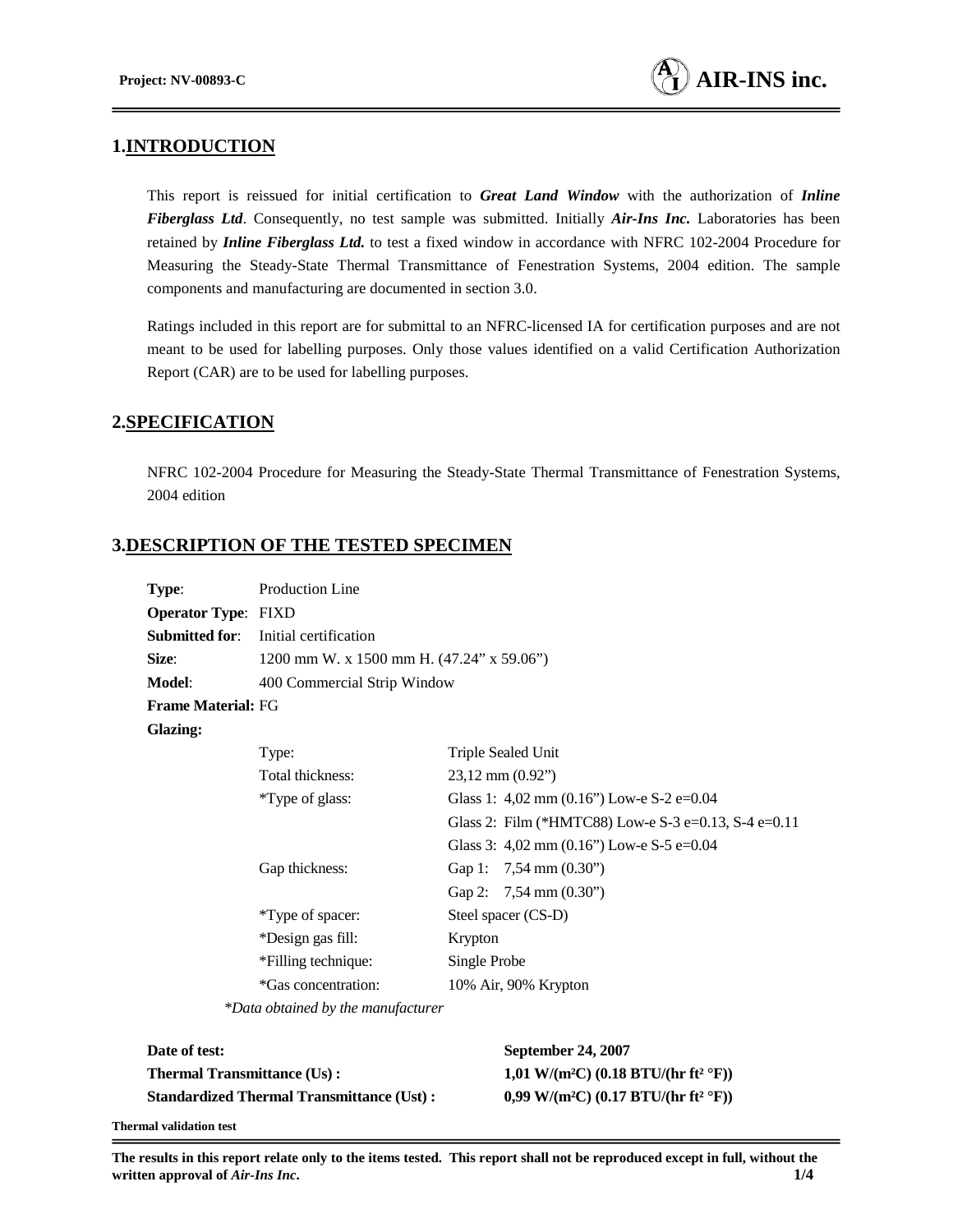## 1. INTRODUCTION

This report is reissued for initial certification to ***Great Land Window*** with the authorization of ***Inline Fiberglass Ltd***. Consequently, no test sample was submitted. Initially ***Air-Ins Inc.*** Laboratories has been retained by ***Inline Fiberglass Ltd.*** to test a fixed window in accordance with NFRC 102-2004 Procedure for Measuring the Steady-State Thermal Transmittance of Fenestration Systems, 2004 edition. The sample components and manufacturing are documented in section 3.0.

Ratings included in this report are for submittal to an NFRC-licensed IA for certification purposes and are not meant to be used for labelling purposes. Only those values identified on a valid Certification Authorization Report (CAR) are to be used for labelling purposes.

## 2. SPECIFICATION

NFRC 102-2004 Procedure for Measuring the Steady-State Thermal Transmittance of Fenestration Systems, 2004 edition

## 3. DESCRIPTION OF THE TESTED SPECIMEN

**Type**: Production Line
**Operator Type**: FIXD
**Submitted for**: Initial certification
**Size**: 1200 mm W. x 1500 mm H. (47.24" x 59.06")
**Model**: 400 Commercial Strip Window
**Frame Material:** FG
**Glazing:**

| | |
|---|---|
| Type: | Triple Sealed Unit |
| Total thickness: | 23,12 mm (0.92") |
| *Type of glass: | Glass 1: 4,02 mm (0.16") Low-e S-2 e=0.04 |
| | Glass 2: Film (*HMTC88) Low-e S-3 e=0.13, S-4 e=0.11 |
| | Glass 3: 4,02 mm (0.16") Low-e S-5 e=0.04 |
| Gap thickness: | Gap 1: 7,54 mm (0.30") |
| | Gap 2: 7,54 mm (0.30") |
| *Type of spacer: | Steel spacer (CS-D) |
| *Design gas fill: | Krypton |
| *Filling technique: | Single Probe |
| *Gas concentration: | 10% Air, 90% Krypton |

*\*Data obtained by the manufacturer*

| | |
|---|---|
| **Date of test:** | **September 24, 2007** |
| **Thermal Transmittance (Us) :** | **1,01 W/(m²C) (0.18 BTU/(hr ft² °F))** |
| **Standardized Thermal Transmittance (Ust) :** | **0,99 W/(m²C) (0.17 BTU/(hr ft² °F))** |

**Thermal validation test**

**The results in this report relate only to the items tested. This report shall not be reproduced except in full, without the written approval of *Air-Ins Inc*.**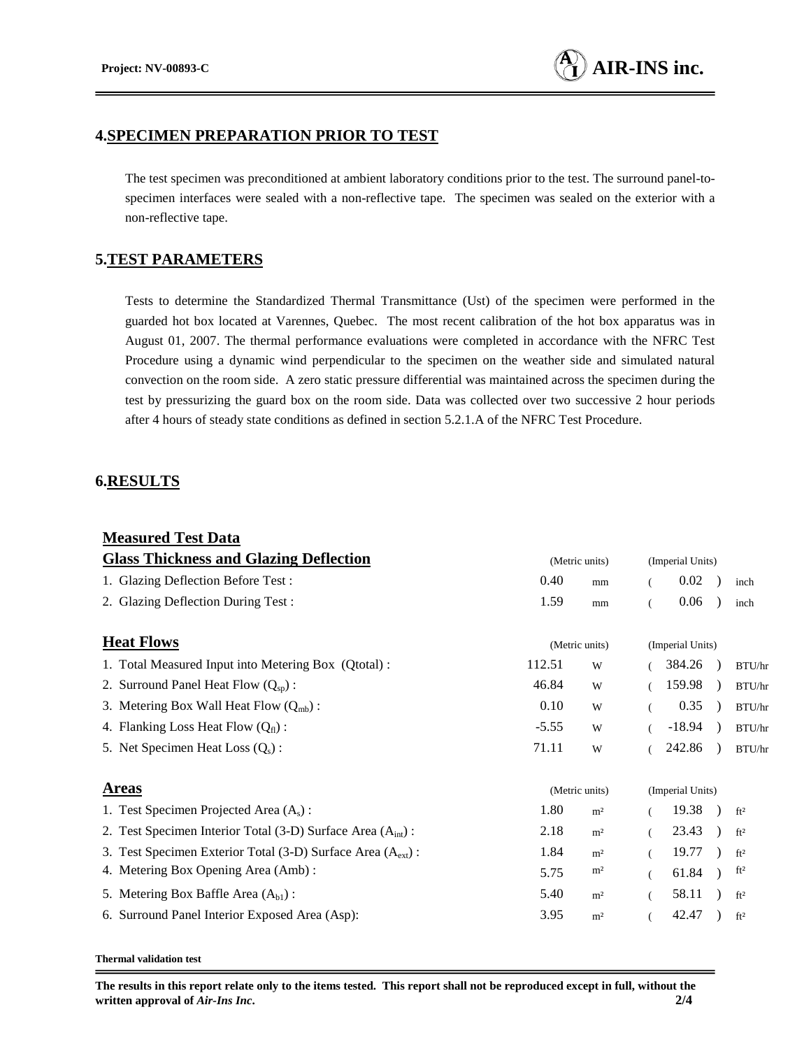## 4. SPECIMEN PREPARATION PRIOR TO TEST

The test specimen was preconditioned at ambient laboratory conditions prior to the test. The surround panel-to-specimen interfaces were sealed with a non-reflective tape. The specimen was sealed on the exterior with a non-reflective tape.

## 5. TEST PARAMETERS

Tests to determine the Standardized Thermal Transmittance (Ust) of the specimen were performed in the guarded hot box located at Varennes, Quebec. The most recent calibration of the hot box apparatus was in August 01, 2007. The thermal performance evaluations were completed in accordance with the NFRC Test Procedure using a dynamic wind perpendicular to the specimen on the weather side and simulated natural convection on the room side. A zero static pressure differential was maintained across the specimen during the test by pressurizing the guard box on the room side. Data was collected over two successive 2 hour periods after 4 hours of steady state conditions as defined in section 5.2.1.A of the NFRC Test Procedure.

## 6. RESULTS

### Measured Test Data

**Glass Thickness and Glazing Deflection**

| | (Metric units) | | (Imperial Units) | |
|---|---|---|---|---|
| 1. Glazing Deflection Before Test : | 0.40 | mm | ( 0.02 ) | inch |
| 2. Glazing Deflection During Test : | 1.59 | mm | ( 0.06 ) | inch |

**Heat Flows**

| | (Metric units) | | (Imperial Units) | |
|---|---|---|---|---|
| 1. Total Measured Input into Metering Box (Qtotal) : | 112.51 | W | ( 384.26 ) | BTU/hr |
| 2. Surround Panel Heat Flow ($Q_{sp}$) : | 46.84 | W | ( 159.98 ) | BTU/hr |
| 3. Metering Box Wall Heat Flow ($Q_{mb}$) : | 0.10 | W | ( 0.35 ) | BTU/hr |
| 4. Flanking Loss Heat Flow ($Q_{fl}$) : | -5.55 | W | ( -18.94 ) | BTU/hr |
| 5. Net Specimen Heat Loss ($Q_s$) : | 71.11 | W | ( 242.86 ) | BTU/hr |

**Areas**

| | (Metric units) | | (Imperial Units) | |
|---|---|---|---|---|
| 1. Test Specimen Projected Area ($A_s$) : | 1.80 | m² | ( 19.38 ) | ft² |
| 2. Test Specimen Interior Total (3-D) Surface Area ($A_{int}$) : | 2.18 | m² | ( 23.43 ) | ft² |
| 3. Test Specimen Exterior Total (3-D) Surface Area ($A_{ext}$) : | 1.84 | m² | ( 19.77 ) | ft² |
| 4. Metering Box Opening Area (Amb) : | 5.75 | m² | ( 61.84 ) | ft² |
| 5. Metering Box Baffle Area ($A_{b1}$) : | 5.40 | m² | ( 58.11 ) | ft² |
| 6. Surround Panel Interior Exposed Area (Asp): | 3.95 | m² | ( 42.47 ) | ft² |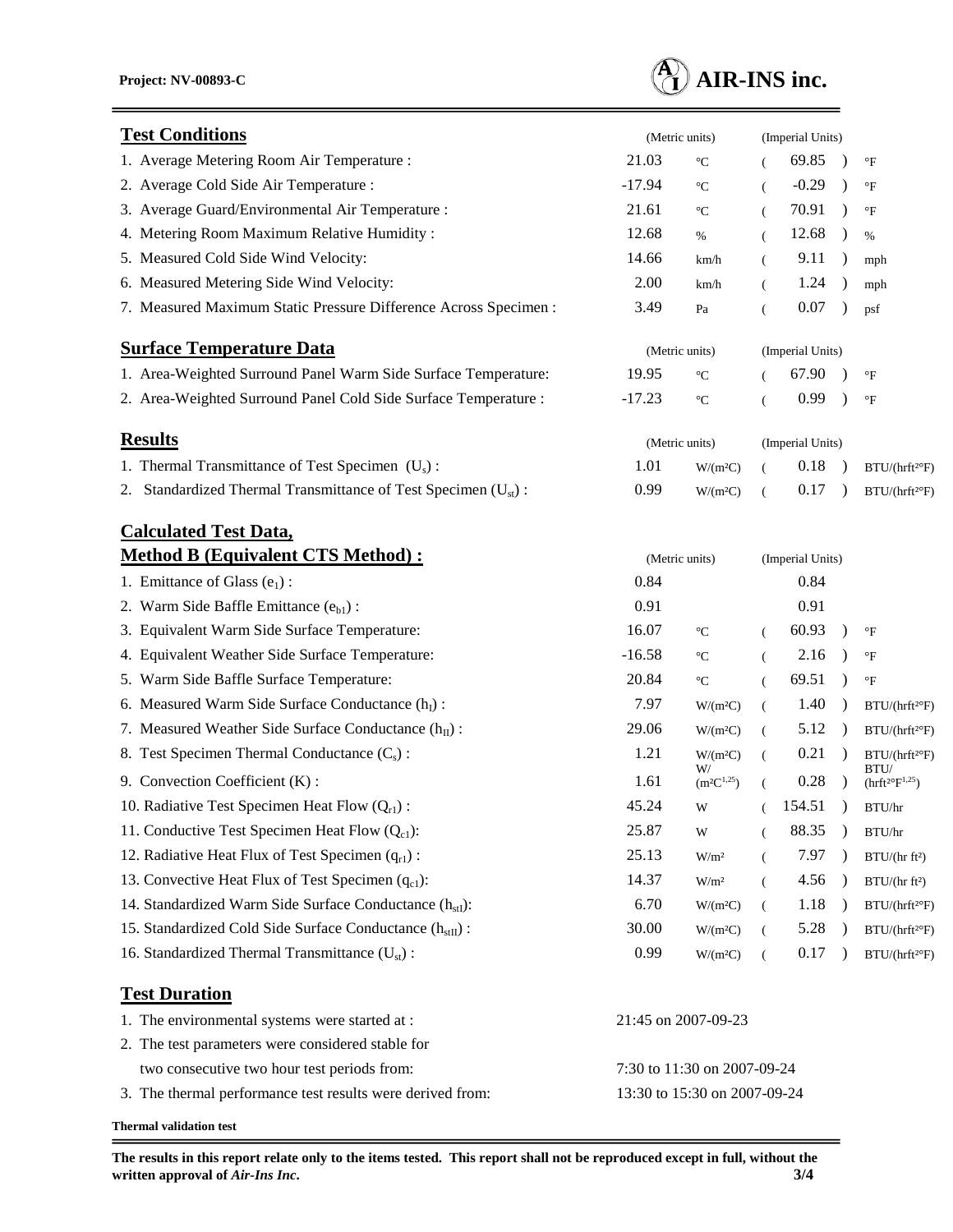## Test Conditions

| | (Metric units) | | (Imperial Units) | |
|---|---|---|---|---|
| 1. Average Metering Room Air Temperature : | 21.03 | °C | ( 69.85 ) | °F |
| 2. Average Cold Side Air Temperature : | -17.94 | °C | ( -0.29 ) | °F |
| 3. Average Guard/Environmental Air Temperature : | 21.61 | °C | ( 70.91 ) | °F |
| 4. Metering Room Maximum Relative Humidity : | 12.68 | % | ( 12.68 ) | % |
| 5. Measured Cold Side Wind Velocity: | 14.66 | km/h | ( 9.11 ) | mph |
| 6. Measured Metering Side Wind Velocity: | 2.00 | km/h | ( 1.24 ) | mph |
| 7. Measured Maximum Static Pressure Difference Across Specimen : | 3.49 | Pa | ( 0.07 ) | psf |

## Surface Temperature Data

| | (Metric units) | | (Imperial Units) | |
|---|---|---|---|---|
| 1. Area-Weighted Surround Panel Warm Side Surface Temperature: | 19.95 | °C | ( 67.90 ) | °F |
| 2. Area-Weighted Surround Panel Cold Side Surface Temperature : | -17.23 | °C | ( 0.99 ) | °F |

## Results

| | (Metric units) | | (Imperial Units) | |
|---|---|---|---|---|
| 1. Thermal Transmittance of Test Specimen ($U_s$) : | 1.01 | W/(m²C) | ( 0.18 ) | BTU/(hrft²°F) |
| 2. Standardized Thermal Transmittance of Test Specimen ($U_{st}$) : | 0.99 | W/(m²C) | ( 0.17 ) | BTU/(hrft²°F) |

## Calculated Test Data, Method B (Equivalent CTS Method) :

| | (Metric units) | | (Imperial Units) | |
|---|---|---|---|---|
| 1. Emittance of Glass ($e_1$) : | 0.84 | | 0.84 | |
| 2. Warm Side Baffle Emittance ($e_{b1}$) : | 0.91 | | 0.91 | |
| 3. Equivalent Warm Side Surface Temperature: | 16.07 | °C | ( 60.93 ) | °F |
| 4. Equivalent Weather Side Surface Temperature: | -16.58 | °C | ( 2.16 ) | °F |
| 5. Warm Side Baffle Surface Temperature: | 20.84 | °C | ( 69.51 ) | °F |
| 6. Measured Warm Side Surface Conductance ($h_I$) : | 7.97 | W/(m²C) | ( 1.40 ) | BTU/(hrft²°F) |
| 7. Measured Weather Side Surface Conductance ($h_{II}$) : | 29.06 | W/(m²C) | ( 5.12 ) | BTU/(hrft²°F) |
| 8. Test Specimen Thermal Conductance ($C_s$) : | 1.21 | W/(m²C) | ( 0.21 ) | BTU/(hrft²°F) |
| 9. Convection Coefficient (K) : | 1.61 | W/(m²C$^{1.25}$) | ( 0.28 ) | BTU/(hrft²°F$^{1.25}$) |
| 10. Radiative Test Specimen Heat Flow ($Q_{r1}$) : | 45.24 | W | ( 154.51 ) | BTU/hr |
| 11. Conductive Test Specimen Heat Flow ($Q_{c1}$): | 25.87 | W | ( 88.35 ) | BTU/hr |
| 12. Radiative Heat Flux of Test Specimen ($q_{r1}$) : | 25.13 | W/m² | ( 7.97 ) | BTU/(hr ft²) |
| 13. Convective Heat Flux of Test Specimen ($q_{c1}$): | 14.37 | W/m² | ( 4.56 ) | BTU/(hr ft²) |
| 14. Standardized Warm Side Surface Conductance ($h_{stI}$): | 6.70 | W/(m²C) | ( 1.18 ) | BTU/(hrft²°F) |
| 15. Standardized Cold Side Surface Conductance ($h_{stII}$) : | 30.00 | W/(m²C) | ( 5.28 ) | BTU/(hrft²°F) |
| 16. Standardized Thermal Transmittance ($U_{st}$) : | 0.99 | W/(m²C) | ( 0.17 ) | BTU/(hrft²°F) |

## Test Duration

1. The environmental systems were started at : 21:45 on 2007-09-23
2. The test parameters were considered stable for two consecutive two hour test periods from: 7:30 to 11:30 on 2007-09-24
3. The thermal performance test results were derived from: 13:30 to 15:30 on 2007-09-24

**Thermal validation test**

**The results in this report relate only to the items tested. This report shall not be reproduced except in full, without the written approval of *Air-Ins Inc*.**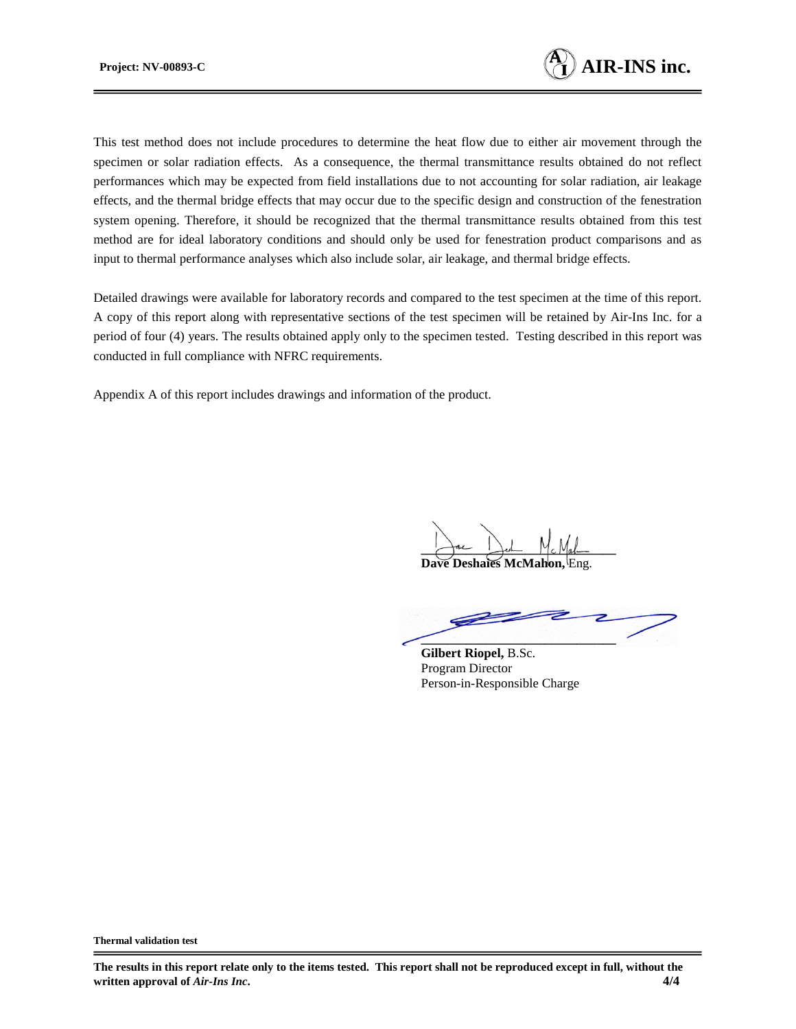This test method does not include procedures to determine the heat flow due to either air movement through the specimen or solar radiation effects. As a consequence, the thermal transmittance results obtained do not reflect performances which may be expected from field installations due to not accounting for solar radiation, air leakage effects, and the thermal bridge effects that may occur due to the specific design and construction of the fenestration system opening. Therefore, it should be recognized that the thermal transmittance results obtained from this test method are for ideal laboratory conditions and should only be used for fenestration product comparisons and as input to thermal performance analyses which also include solar, air leakage, and thermal bridge effects.

Detailed drawings were available for laboratory records and compared to the test specimen at the time of this report. A copy of this report along with representative sections of the test specimen will be retained by Air-Ins Inc. for a period of four (4) years. The results obtained apply only to the specimen tested. Testing described in this report was conducted in full compliance with NFRC requirements.

Appendix A of this report includes drawings and information of the product.

**Dave Deshaies McMahon,** Eng.

**Gilbert Riopel,** B.Sc.
Program Director
Person-in-Responsible Charge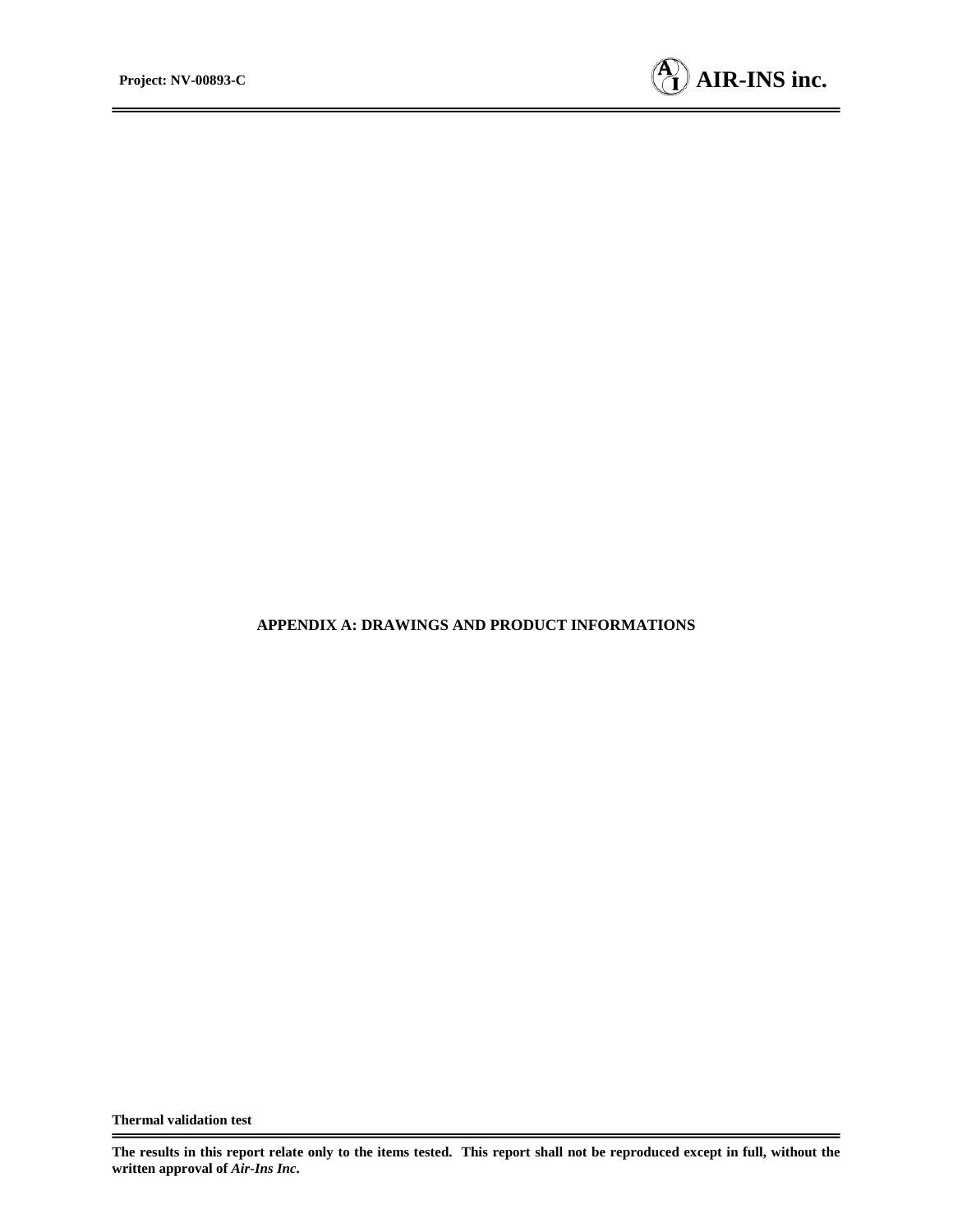# APPENDIX A: DRAWINGS AND PRODUCT INFORMATIONS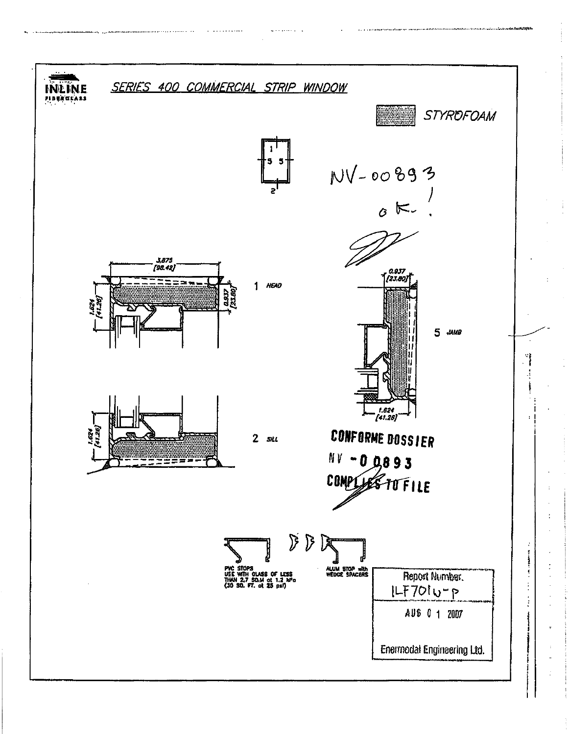INLINE FIBERGLASS

## SERIES 400 COMMERCIAL STRIP WINDOW

STYROFOAM

NV-00893
ok.!

3.875
[98.42]

1.624
[41.26]

0.937
[23.80]

1 HEAD

0.937
[23.80]

5 JAMB

1.624
[41.26]

1.624
[41.26]

2 SILL

**CONFORME DOSSIER**
**NV - 00893**
**COMPLIES TO FILE**

PVC STOPS
USE WITH GLASS OF LESS
THAN 2.7 SQ.M at 1.2 kPa
(30 SQ. FT. at 25 psf)

ALUM STOP with
WEDGE SPACERS

Report Number.
ILF7016-P

AUG 01 2007

Enermodal Engineering Ltd.